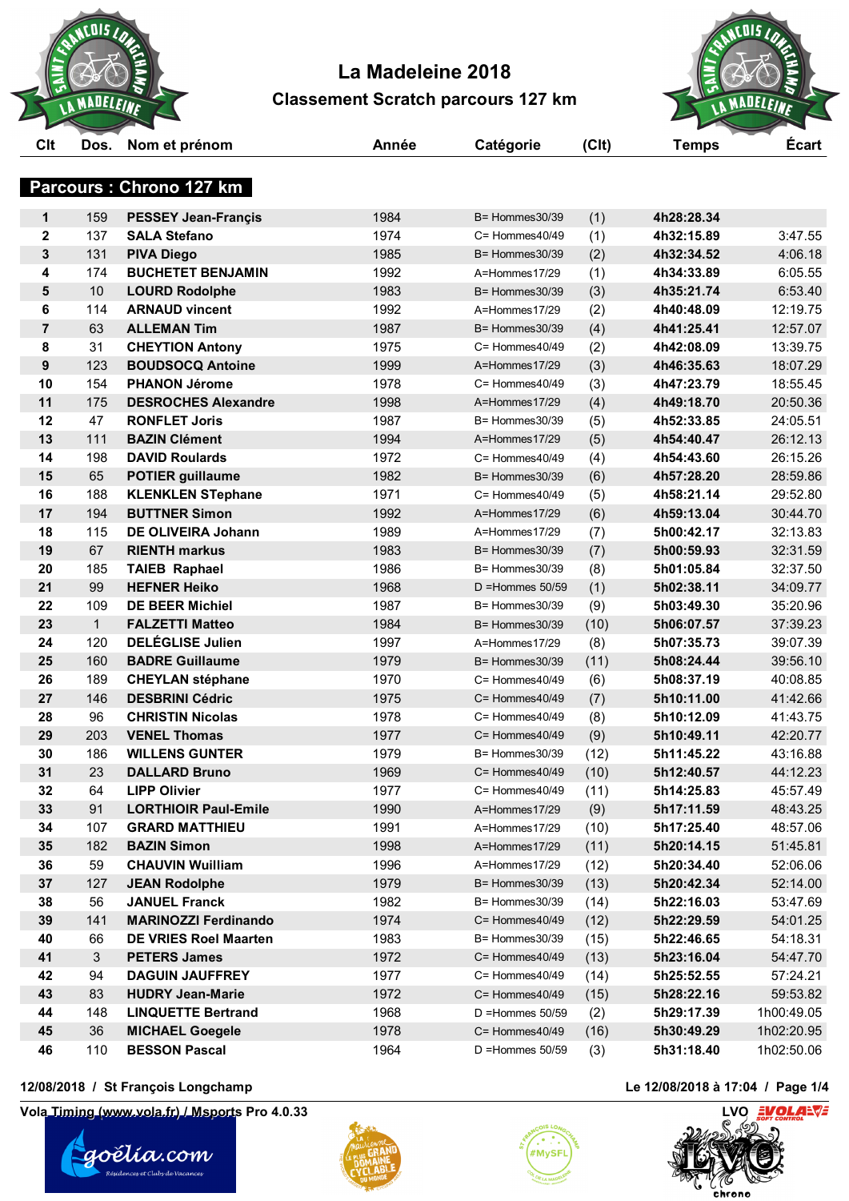# La Madeleine 2018

## Classement Scratch parcours 127 km

### Parcours : Chrono 127 km

| Clt | Dos. | Nom et prénom | Année | Catégorie | (Clt) | Temps | Écart |
|---|---|---|---|---|---|---|---|
| 1 | 159 | **PESSEY Jean-Françis** | 1984 | B= Hommes30/39 | (1) | **4h28:28.34** | |
| 2 | 137 | **SALA Stefano** | 1974 | C= Hommes40/49 | (1) | **4h32:15.89** | 3:47.55 |
| 3 | 131 | **PIVA Diego** | 1985 | B= Hommes30/39 | (2) | **4h32:34.52** | 4:06.18 |
| 4 | 174 | **BUCHETET BENJAMIN** | 1992 | A=Hommes17/29 | (1) | **4h34:33.89** | 6:05.55 |
| 5 | 10 | **LOURD Rodolphe** | 1983 | B= Hommes30/39 | (3) | **4h35:21.74** | 6:53.40 |
| 6 | 114 | **ARNAUD vincent** | 1992 | A=Hommes17/29 | (2) | **4h40:48.09** | 12:19.75 |
| 7 | 63 | **ALLEMAN Tim** | 1987 | B= Hommes30/39 | (4) | **4h41:25.41** | 12:57.07 |
| 8 | 31 | **CHEYTION Antony** | 1975 | C= Hommes40/49 | (2) | **4h42:08.09** | 13:39.75 |
| 9 | 123 | **BOUDSOCQ Antoine** | 1999 | A=Hommes17/29 | (3) | **4h46:35.63** | 18:07.29 |
| 10 | 154 | **PHANON Jérome** | 1978 | C= Hommes40/49 | (3) | **4h47:23.79** | 18:55.45 |
| 11 | 175 | **DESROCHES Alexandre** | 1998 | A=Hommes17/29 | (4) | **4h49:18.70** | 20:50.36 |
| 12 | 47 | **RONFLET Joris** | 1987 | B= Hommes30/39 | (5) | **4h52:33.85** | 24:05.51 |
| 13 | 111 | **BAZIN Clément** | 1994 | A=Hommes17/29 | (5) | **4h54:40.47** | 26:12.13 |
| 14 | 198 | **DAVID Roulards** | 1972 | C= Hommes40/49 | (4) | **4h54:43.60** | 26:15.26 |
| 15 | 65 | **POTIER guillaume** | 1982 | B= Hommes30/39 | (6) | **4h57:28.20** | 28:59.86 |
| 16 | 188 | **KLENKLEN STephane** | 1971 | C= Hommes40/49 | (5) | **4h58:21.14** | 29:52.80 |
| 17 | 194 | **BUTTNER Simon** | 1992 | A=Hommes17/29 | (6) | **4h59:13.04** | 30:44.70 |
| 18 | 115 | **DE OLIVEIRA Johann** | 1989 | A=Hommes17/29 | (7) | **5h00:42.17** | 32:13.83 |
| 19 | 67 | **RIENTH markus** | 1983 | B= Hommes30/39 | (7) | **5h00:59.93** | 32:31.59 |
| 20 | 185 | **TAIEB Raphael** | 1986 | B= Hommes30/39 | (8) | **5h01:05.84** | 32:37.50 |
| 21 | 99 | **HEFNER Heiko** | 1968 | D =Hommes 50/59 | (1) | **5h02:38.11** | 34:09.77 |
| 22 | 109 | **DE BEER Michiel** | 1987 | B= Hommes30/39 | (9) | **5h03:49.30** | 35:20.96 |
| 23 | 1 | **FALZETTI Matteo** | 1984 | B= Hommes30/39 | (10) | **5h06:07.57** | 37:39.23 |
| 24 | 120 | **DELÉGLISE Julien** | 1997 | A=Hommes17/29 | (8) | **5h07:35.73** | 39:07.39 |
| 25 | 160 | **BADRE Guillaume** | 1979 | B= Hommes30/39 | (11) | **5h08:24.44** | 39:56.10 |
| 26 | 189 | **CHEYLAN stéphane** | 1970 | C= Hommes40/49 | (6) | **5h08:37.19** | 40:08.85 |
| 27 | 146 | **DESBRINI Cédric** | 1975 | C= Hommes40/49 | (7) | **5h10:11.00** | 41:42.66 |
| 28 | 96 | **CHRISTIN Nicolas** | 1978 | C= Hommes40/49 | (8) | **5h10:12.09** | 41:43.75 |
| 29 | 203 | **VENEL Thomas** | 1977 | C= Hommes40/49 | (9) | **5h10:49.11** | 42:20.77 |
| 30 | 186 | **WILLENS GUNTER** | 1979 | B= Hommes30/39 | (12) | **5h11:45.22** | 43:16.88 |
| 31 | 23 | **DALLARD Bruno** | 1969 | C= Hommes40/49 | (10) | **5h12:40.57** | 44:12.23 |
| 32 | 64 | **LIPP Olivier** | 1977 | C= Hommes40/49 | (11) | **5h14:25.83** | 45:57.49 |
| 33 | 91 | **LORTHIOIR Paul-Emile** | 1990 | A=Hommes17/29 | (9) | **5h17:11.59** | 48:43.25 |
| 34 | 107 | **GRARD MATTHIEU** | 1991 | A=Hommes17/29 | (10) | **5h17:25.40** | 48:57.06 |
| 35 | 182 | **BAZIN Simon** | 1998 | A=Hommes17/29 | (11) | **5h20:14.15** | 51:45.81 |
| 36 | 59 | **CHAUVIN Wuilliam** | 1996 | A=Hommes17/29 | (12) | **5h20:34.40** | 52:06.06 |
| 37 | 127 | **JEAN Rodolphe** | 1979 | B= Hommes30/39 | (13) | **5h20:42.34** | 52:14.00 |
| 38 | 56 | **JANUEL Franck** | 1982 | B= Hommes30/39 | (14) | **5h22:16.03** | 53:47.69 |
| 39 | 141 | **MARINOZZI Ferdinando** | 1974 | C= Hommes40/49 | (12) | **5h22:29.59** | 54:01.25 |
| 40 | 66 | **DE VRIES Roel Maarten** | 1983 | B= Hommes30/39 | (15) | **5h22:46.65** | 54:18.31 |
| 41 | 3 | **PETERS James** | 1972 | C= Hommes40/49 | (13) | **5h23:16.04** | 54:47.70 |
| 42 | 94 | **DAGUIN JAUFFREY** | 1977 | C= Hommes40/49 | (14) | **5h25:52.55** | 57:24.21 |
| 43 | 83 | **HUDRY Jean-Marie** | 1972 | C= Hommes40/49 | (15) | **5h28:22.16** | 59:53.82 |
| 44 | 148 | **LINQUETTE Bertrand** | 1968 | D =Hommes 50/59 | (2) | **5h29:17.39** | 1h00:49.05 |
| 45 | 36 | **MICHAEL Goegele** | 1978 | C= Hommes40/49 | (16) | **5h30:49.29** | 1h02:20.95 |
| 46 | 110 | **BESSON Pascal** | 1964 | D =Hommes 50/59 | (3) | **5h31:18.40** | 1h02:50.06 |

12/08/2018 / St François Longchamp — Le 12/08/2018 à 17:04

Vola Timing (www.vola.fr) / Msports Pro 4.0.33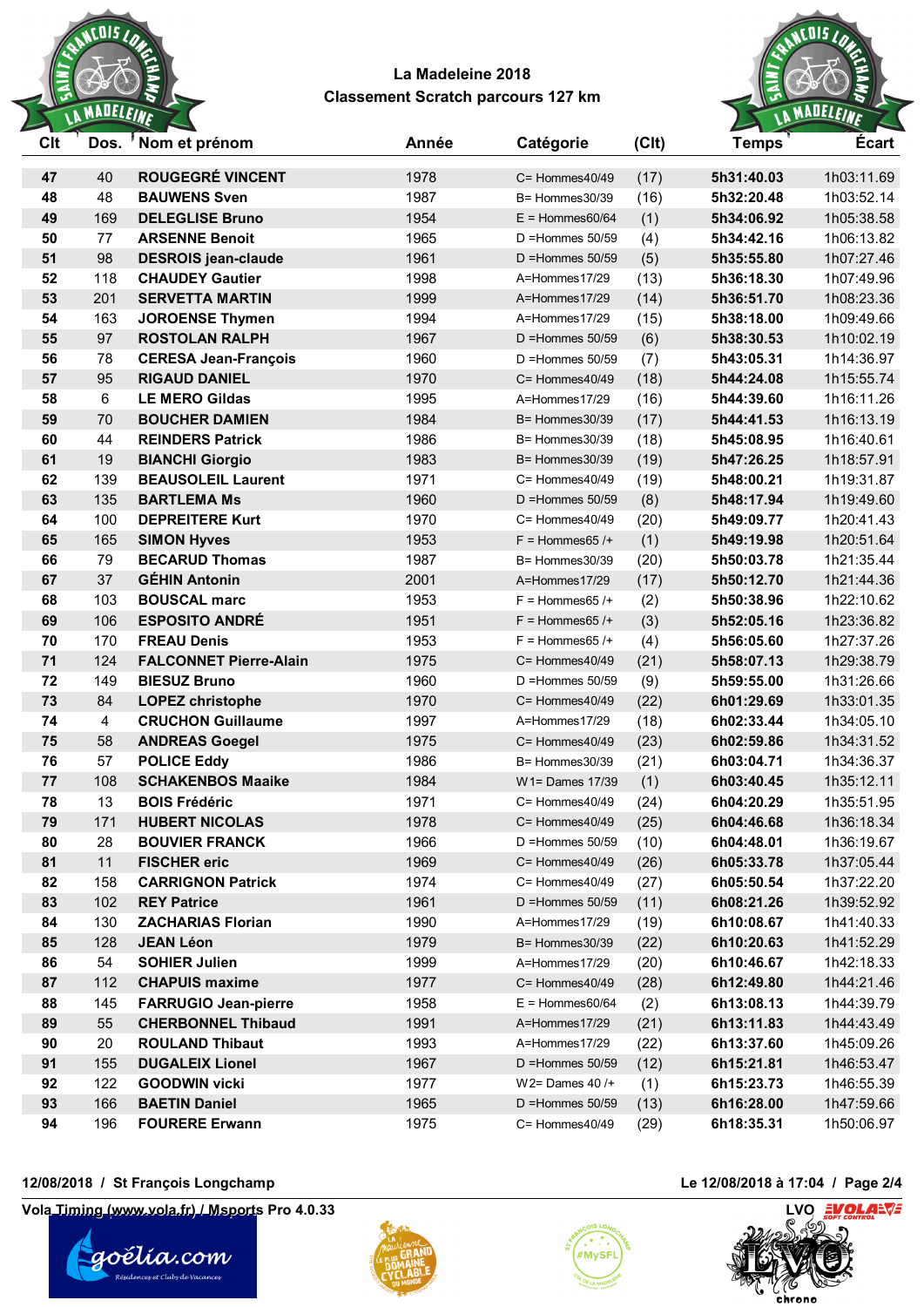# La Madeleine 2018
## Classement Scratch parcours 127 km

| Clt | Dos. | Nom et prénom | Année | Catégorie | (Clt) | Temps | Écart |
|---|---|---|---|---|---|---|---|
| 47 | 40 | ROUGEGRÉ VINCENT | 1978 | C= Hommes40/49 | (17) | 5h31:40.03 | 1h03:11.69 |
| 48 | 48 | BAUWENS Sven | 1987 | B= Hommes30/39 | (16) | 5h32:20.48 | 1h03:52.14 |
| 49 | 169 | DELEGLISE Bruno | 1954 | E = Hommes60/64 | (1) | 5h34:06.92 | 1h05:38.58 |
| 50 | 77 | ARSENNE Benoit | 1965 | D =Hommes 50/59 | (4) | 5h34:42.16 | 1h06:13.82 |
| 51 | 98 | DESROIS jean-claude | 1961 | D =Hommes 50/59 | (5) | 5h35:55.80 | 1h07:27.46 |
| 52 | 118 | CHAUDEY Gautier | 1998 | A=Hommes17/29 | (13) | 5h36:18.30 | 1h07:49.96 |
| 53 | 201 | SERVETTA MARTIN | 1999 | A=Hommes17/29 | (14) | 5h36:51.70 | 1h08:23.36 |
| 54 | 163 | JOROENSE Thymen | 1994 | A=Hommes17/29 | (15) | 5h38:18.00 | 1h09:49.66 |
| 55 | 97 | ROSTOLAN RALPH | 1967 | D =Hommes 50/59 | (6) | 5h38:30.53 | 1h10:02.19 |
| 56 | 78 | CERESA Jean-François | 1960 | D =Hommes 50/59 | (7) | 5h43:05.31 | 1h14:36.97 |
| 57 | 95 | RIGAUD DANIEL | 1970 | C= Hommes40/49 | (18) | 5h44:24.08 | 1h15:55.74 |
| 58 | 6 | LE MERO Gildas | 1995 | A=Hommes17/29 | (16) | 5h44:39.60 | 1h16:11.26 |
| 59 | 70 | BOUCHER DAMIEN | 1984 | B= Hommes30/39 | (17) | 5h44:41.53 | 1h16:13.19 |
| 60 | 44 | REINDERS Patrick | 1986 | B= Hommes30/39 | (18) | 5h45:08.95 | 1h16:40.61 |
| 61 | 19 | BIANCHI Giorgio | 1983 | B= Hommes30/39 | (19) | 5h47:26.25 | 1h18:57.91 |
| 62 | 139 | BEAUSOLEIL Laurent | 1971 | C= Hommes40/49 | (19) | 5h48:00.21 | 1h19:31.87 |
| 63 | 135 | BARTLEMA Ms | 1960 | D =Hommes 50/59 | (8) | 5h48:17.94 | 1h19:49.60 |
| 64 | 100 | DEPREITERE Kurt | 1970 | C= Hommes40/49 | (20) | 5h49:09.77 | 1h20:41.43 |
| 65 | 165 | SIMON Hyves | 1953 | F = Hommes65 /+ | (1) | 5h49:19.98 | 1h20:51.64 |
| 66 | 79 | BECARUD Thomas | 1987 | B= Hommes30/39 | (20) | 5h50:03.78 | 1h21:35.44 |
| 67 | 37 | GÉHIN Antonin | 2001 | A=Hommes17/29 | (17) | 5h50:12.70 | 1h21:44.36 |
| 68 | 103 | BOUSCAL marc | 1953 | F = Hommes65 /+ | (2) | 5h50:38.96 | 1h22:10.62 |
| 69 | 106 | ESPOSITO ANDRÉ | 1951 | F = Hommes65 /+ | (3) | 5h52:05.16 | 1h23:36.82 |
| 70 | 170 | FREAU Denis | 1953 | F = Hommes65 /+ | (4) | 5h56:05.60 | 1h27:37.26 |
| 71 | 124 | FALCONNET Pierre-Alain | 1975 | C= Hommes40/49 | (21) | 5h58:07.13 | 1h29:38.79 |
| 72 | 149 | BIESUZ Bruno | 1960 | D =Hommes 50/59 | (9) | 5h59:55.00 | 1h31:26.66 |
| 73 | 84 | LOPEZ christophe | 1970 | C= Hommes40/49 | (22) | 6h01:29.69 | 1h33:01.35 |
| 74 | 4 | CRUCHON Guillaume | 1997 | A=Hommes17/29 | (18) | 6h02:33.44 | 1h34:05.10 |
| 75 | 58 | ANDREAS Goegel | 1975 | C= Hommes40/49 | (23) | 6h02:59.86 | 1h34:31.52 |
| 76 | 57 | POLICE Eddy | 1986 | B= Hommes30/39 | (21) | 6h03:04.71 | 1h34:36.37 |
| 77 | 108 | SCHAKENBOS Maaike | 1984 | W1= Dames 17/39 | (1) | 6h03:40.45 | 1h35:12.11 |
| 78 | 13 | BOIS Frédéric | 1971 | C= Hommes40/49 | (24) | 6h04:20.29 | 1h35:51.95 |
| 79 | 171 | HUBERT NICOLAS | 1978 | C= Hommes40/49 | (25) | 6h04:46.68 | 1h36:18.34 |
| 80 | 28 | BOUVIER FRANCK | 1966 | D =Hommes 50/59 | (10) | 6h04:48.01 | 1h36:19.67 |
| 81 | 11 | FISCHER eric | 1969 | C= Hommes40/49 | (26) | 6h05:33.78 | 1h37:05.44 |
| 82 | 158 | CARRIGNON Patrick | 1974 | C= Hommes40/49 | (27) | 6h05:50.54 | 1h37:22.20 |
| 83 | 102 | REY Patrice | 1961 | D =Hommes 50/59 | (11) | 6h08:21.26 | 1h39:52.92 |
| 84 | 130 | ZACHARIAS Florian | 1990 | A=Hommes17/29 | (19) | 6h10:08.67 | 1h41:40.33 |
| 85 | 128 | JEAN Léon | 1979 | B= Hommes30/39 | (22) | 6h10:20.63 | 1h41:52.29 |
| 86 | 54 | SOHIER Julien | 1999 | A=Hommes17/29 | (20) | 6h10:46.67 | 1h42:18.33 |
| 87 | 112 | CHAPUIS maxime | 1977 | C= Hommes40/49 | (28) | 6h12:49.80 | 1h44:21.46 |
| 88 | 145 | FARRUGIO Jean-pierre | 1958 | E = Hommes60/64 | (2) | 6h13:08.13 | 1h44:39.79 |
| 89 | 55 | CHERBONNEL Thibaud | 1991 | A=Hommes17/29 | (21) | 6h13:11.83 | 1h44:43.49 |
| 90 | 20 | ROULAND Thibaut | 1993 | A=Hommes17/29 | (22) | 6h13:37.60 | 1h45:09.26 |
| 91 | 155 | DUGALEIX Lionel | 1967 | D =Hommes 50/59 | (12) | 6h15:21.81 | 1h46:53.47 |
| 92 | 122 | GOODWIN vicki | 1977 | W2= Dames 40 /+ | (1) | 6h15:23.73 | 1h46:55.39 |
| 93 | 166 | BAETIN Daniel | 1965 | D =Hommes 50/59 | (13) | 6h16:28.00 | 1h47:59.66 |
| 94 | 196 | FOURERE Erwann | 1975 | C= Hommes40/49 | (29) | 6h18:35.31 | 1h50:06.97 |

12/08/2018 / St François Longchamp — Le 12/08/2018 à 17:04

Vola Timing (www.vola.fr) / Msports Pro 4.0.33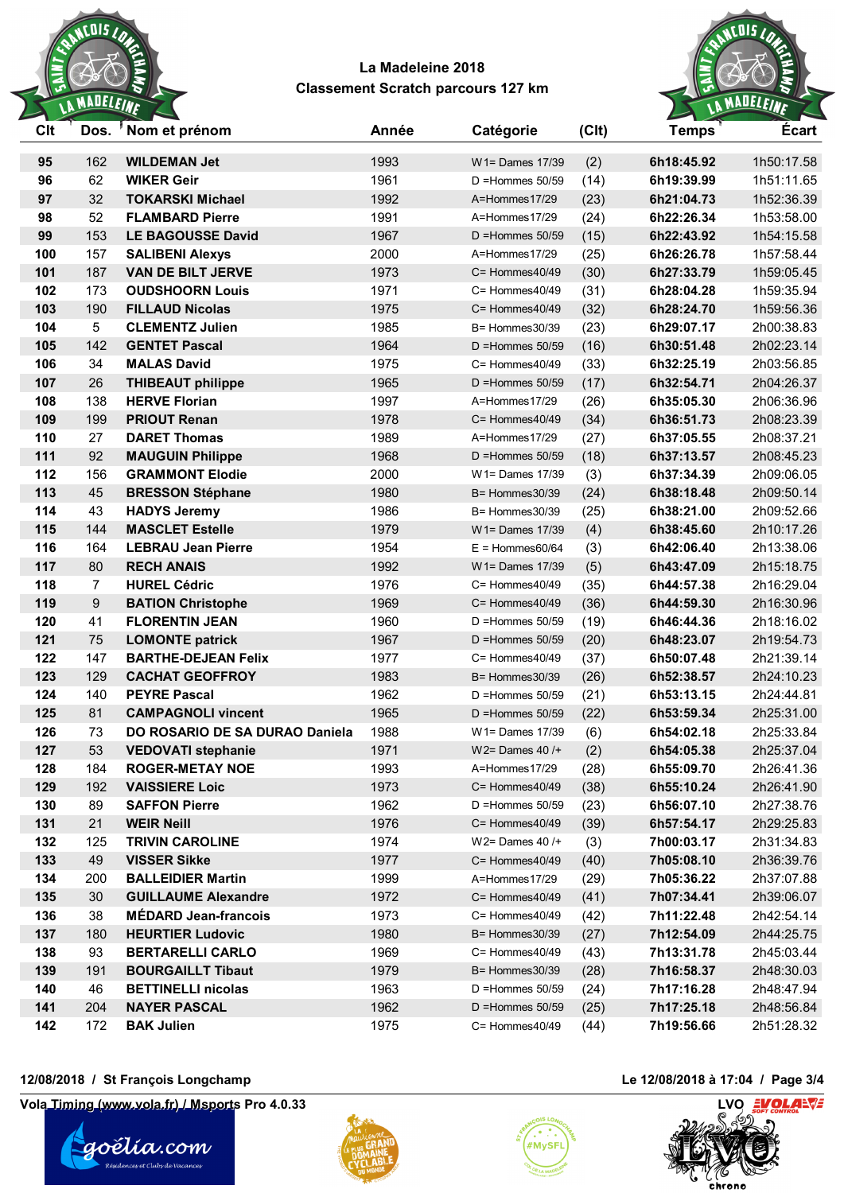# La Madeleine 2018

## Classement Scratch parcours 127 km

| Clt | Dos. | Nom et prénom | Année | Catégorie | (Clt) | Temps | Écart |
|---|---|---|---|---|---|---|---|
| 95 | 162 | WILDEMAN Jet | 1993 | W1= Dames 17/39 | (2) | 6h18:45.92 | 1h50:17.58 |
| 96 | 62 | WIKER Geir | 1961 | D =Hommes 50/59 | (14) | 6h19:39.99 | 1h51:11.65 |
| 97 | 32 | TOKARSKI Michael | 1992 | A=Hommes17/29 | (23) | 6h21:04.73 | 1h52:36.39 |
| 98 | 52 | FLAMBARD Pierre | 1991 | A=Hommes17/29 | (24) | 6h22:26.34 | 1h53:58.00 |
| 99 | 153 | LE BAGOUSSE David | 1967 | D =Hommes 50/59 | (15) | 6h22:43.92 | 1h54:15.58 |
| 100 | 157 | SALIBENI Alexys | 2000 | A=Hommes17/29 | (25) | 6h26:26.78 | 1h57:58.44 |
| 101 | 187 | VAN DE BILT JERVE | 1973 | C= Hommes40/49 | (30) | 6h27:33.79 | 1h59:05.45 |
| 102 | 173 | OUDSHOORN Louis | 1971 | C= Hommes40/49 | (31) | 6h28:04.28 | 1h59:35.94 |
| 103 | 190 | FILLAUD Nicolas | 1975 | C= Hommes40/49 | (32) | 6h28:24.70 | 1h59:56.36 |
| 104 | 5 | CLEMENTZ Julien | 1985 | B= Hommes30/39 | (23) | 6h29:07.17 | 2h00:38.83 |
| 105 | 142 | GENTET Pascal | 1964 | D =Hommes 50/59 | (16) | 6h30:51.48 | 2h02:23.14 |
| 106 | 34 | MALAS David | 1975 | C= Hommes40/49 | (33) | 6h32:25.19 | 2h03:56.85 |
| 107 | 26 | THIBEAUT philippe | 1965 | D =Hommes 50/59 | (17) | 6h32:54.71 | 2h04:26.37 |
| 108 | 138 | HERVE Florian | 1997 | A=Hommes17/29 | (26) | 6h35:05.30 | 2h06:36.96 |
| 109 | 199 | PRIOUT Renan | 1978 | C= Hommes40/49 | (34) | 6h36:51.73 | 2h08:23.39 |
| 110 | 27 | DARET Thomas | 1989 | A=Hommes17/29 | (27) | 6h37:05.55 | 2h08:37.21 |
| 111 | 92 | MAUGUIN Philippe | 1968 | D =Hommes 50/59 | (18) | 6h37:13.57 | 2h08:45.23 |
| 112 | 156 | GRAMMONT Elodie | 2000 | W1= Dames 17/39 | (3) | 6h37:34.39 | 2h09:06.05 |
| 113 | 45 | BRESSON Stéphane | 1980 | B= Hommes30/39 | (24) | 6h38:18.48 | 2h09:50.14 |
| 114 | 43 | HADYS Jeremy | 1986 | B= Hommes30/39 | (25) | 6h38:21.00 | 2h09:52.66 |
| 115 | 144 | MASCLET Estelle | 1979 | W1= Dames 17/39 | (4) | 6h38:45.60 | 2h10:17.26 |
| 116 | 164 | LEBRAU Jean Pierre | 1954 | E = Hommes60/64 | (3) | 6h42:06.40 | 2h13:38.06 |
| 117 | 80 | RECH ANAIS | 1992 | W1= Dames 17/39 | (5) | 6h43:47.09 | 2h15:18.75 |
| 118 | 7 | HUREL Cédric | 1976 | C= Hommes40/49 | (35) | 6h44:57.38 | 2h16:29.04 |
| 119 | 9 | BATION Christophe | 1969 | C= Hommes40/49 | (36) | 6h44:59.30 | 2h16:30.96 |
| 120 | 41 | FLORENTIN JEAN | 1960 | D =Hommes 50/59 | (19) | 6h46:44.36 | 2h18:16.02 |
| 121 | 75 | LOMONTE patrick | 1967 | D =Hommes 50/59 | (20) | 6h48:23.07 | 2h19:54.73 |
| 122 | 147 | BARTHE-DEJEAN Felix | 1977 | C= Hommes40/49 | (37) | 6h50:07.48 | 2h21:39.14 |
| 123 | 129 | CACHAT GEOFFROY | 1983 | B= Hommes30/39 | (26) | 6h52:38.57 | 2h24:10.23 |
| 124 | 140 | PEYRE Pascal | 1962 | D =Hommes 50/59 | (21) | 6h53:13.15 | 2h24:44.81 |
| 125 | 81 | CAMPAGNOLI vincent | 1965 | D =Hommes 50/59 | (22) | 6h53:59.34 | 2h25:31.00 |
| 126 | 73 | DO ROSARIO DE SA DURAO Daniela | 1988 | W1= Dames 17/39 | (6) | 6h54:02.18 | 2h25:33.84 |
| 127 | 53 | VEDOVATI stephanie | 1971 | W2= Dames 40 /+ | (2) | 6h54:05.38 | 2h25:37.04 |
| 128 | 184 | ROGER-METAY NOE | 1993 | A=Hommes17/29 | (28) | 6h55:09.70 | 2h26:41.36 |
| 129 | 192 | VAISSIERE Loic | 1973 | C= Hommes40/49 | (38) | 6h55:10.24 | 2h26:41.90 |
| 130 | 89 | SAFFON Pierre | 1962 | D =Hommes 50/59 | (23) | 6h56:07.10 | 2h27:38.76 |
| 131 | 21 | WEIR Neill | 1976 | C= Hommes40/49 | (39) | 6h57:54.17 | 2h29:25.83 |
| 132 | 125 | TRIVIN CAROLINE | 1974 | W2= Dames 40 /+ | (3) | 7h00:03.17 | 2h31:34.83 |
| 133 | 49 | VISSER Sikke | 1977 | C= Hommes40/49 | (40) | 7h05:08.10 | 2h36:39.76 |
| 134 | 200 | BALLEIDIER Martin | 1999 | A=Hommes17/29 | (29) | 7h05:36.22 | 2h37:07.88 |
| 135 | 30 | GUILLAUME Alexandre | 1972 | C= Hommes40/49 | (41) | 7h07:34.41 | 2h39:06.07 |
| 136 | 38 | MÉDARD Jean-francois | 1973 | C= Hommes40/49 | (42) | 7h11:22.48 | 2h42:54.14 |
| 137 | 180 | HEURTIER Ludovic | 1980 | B= Hommes30/39 | (27) | 7h12:54.09 | 2h44:25.75 |
| 138 | 93 | BERTARELLI CARLO | 1969 | C= Hommes40/49 | (43) | 7h13:31.78 | 2h45:03.44 |
| 139 | 191 | BOURGAILLT Tibaut | 1979 | B= Hommes30/39 | (28) | 7h16:58.37 | 2h48:30.03 |
| 140 | 46 | BETTINELLI nicolas | 1963 | D =Hommes 50/59 | (24) | 7h17:16.28 | 2h48:47.94 |
| 141 | 204 | NAYER PASCAL | 1962 | D =Hommes 50/59 | (25) | 7h17:25.18 | 2h48:56.84 |
| 142 | 172 | BAK Julien | 1975 | C= Hommes40/49 | (44) | 7h19:56.66 | 2h51:28.32 |

12/08/2018 / St François Longchamp — Le 12/08/2018 à 17:04

Vola Timing (www.vola.fr) / Msports Pro 4.0.33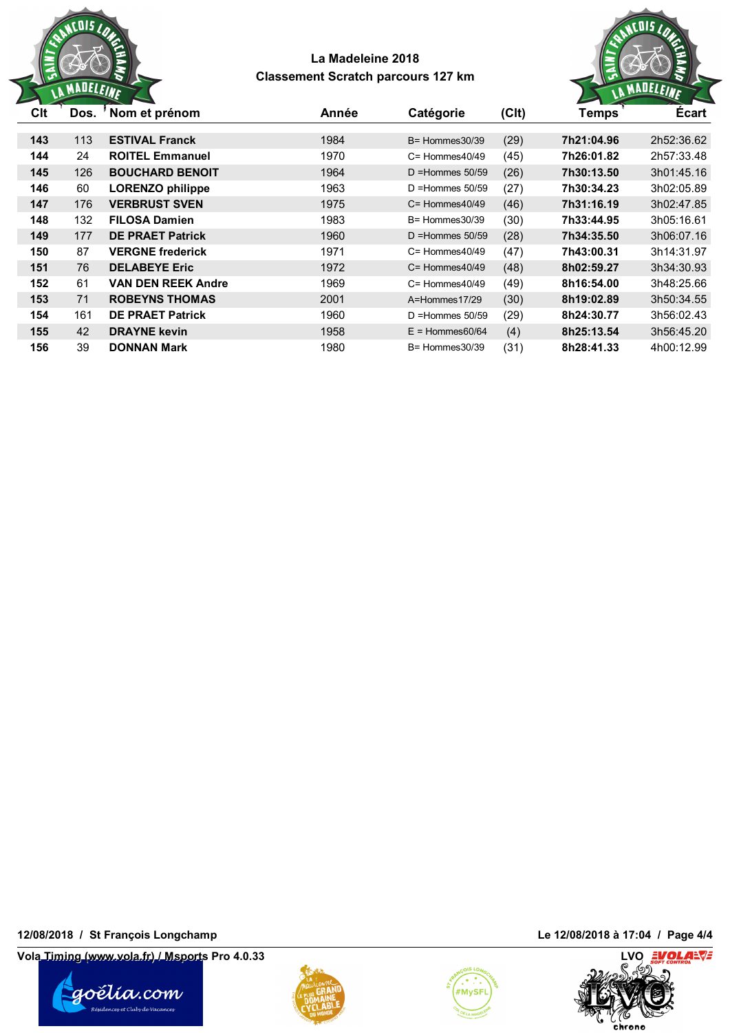# La Madeleine 2018
## Classement Scratch parcours 127 km

| Clt | Dos. | Nom et prénom | Année | Catégorie | (Clt) | Temps | Écart |
|---|---|---|---|---|---|---|---|
| **143** | 113 | **ESTIVAL Franck** | 1984 | B= Hommes30/39 | (29) | **7h21:04.96** | 2h52:36.62 |
| **144** | 24 | **ROITEL Emmanuel** | 1970 | C= Hommes40/49 | (45) | **7h26:01.82** | 2h57:33.48 |
| **145** | 126 | **BOUCHARD BENOIT** | 1964 | D =Hommes 50/59 | (26) | **7h30:13.50** | 3h01:45.16 |
| **146** | 60 | **LORENZO philippe** | 1963 | D =Hommes 50/59 | (27) | **7h30:34.23** | 3h02:05.89 |
| **147** | 176 | **VERBRUST SVEN** | 1975 | C= Hommes40/49 | (46) | **7h31:16.19** | 3h02:47.85 |
| **148** | 132 | **FILOSA Damien** | 1983 | B= Hommes30/39 | (30) | **7h33:44.95** | 3h05:16.61 |
| **149** | 177 | **DE PRAET Patrick** | 1960 | D =Hommes 50/59 | (28) | **7h34:35.50** | 3h06:07.16 |
| **150** | 87 | **VERGNE frederick** | 1971 | C= Hommes40/49 | (47) | **7h43:00.31** | 3h14:31.97 |
| **151** | 76 | **DELABEYE Eric** | 1972 | C= Hommes40/49 | (48) | **8h02:59.27** | 3h34:30.93 |
| **152** | 61 | **VAN DEN REEK Andre** | 1969 | C= Hommes40/49 | (49) | **8h16:54.00** | 3h48:25.66 |
| **153** | 71 | **ROBEYNS THOMAS** | 2001 | A=Hommes17/29 | (30) | **8h19:02.89** | 3h50:34.55 |
| **154** | 161 | **DE PRAET Patrick** | 1960 | D =Hommes 50/59 | (29) | **8h24:30.77** | 3h56:02.43 |
| **155** | 42 | **DRAYNE kevin** | 1958 | E = Hommes60/64 | (4) | **8h25:13.54** | 3h56:45.20 |
| **156** | 39 | **DONNAN Mark** | 1980 | B= Hommes30/39 | (31) | **8h28:41.33** | 4h00:12.99 |

**12/08/2018 / St François Longchamp**

**Le 12/08/2018 à 17:04**

**Vola Timing (www.vola.fr) / Msports Pro 4.0.33**